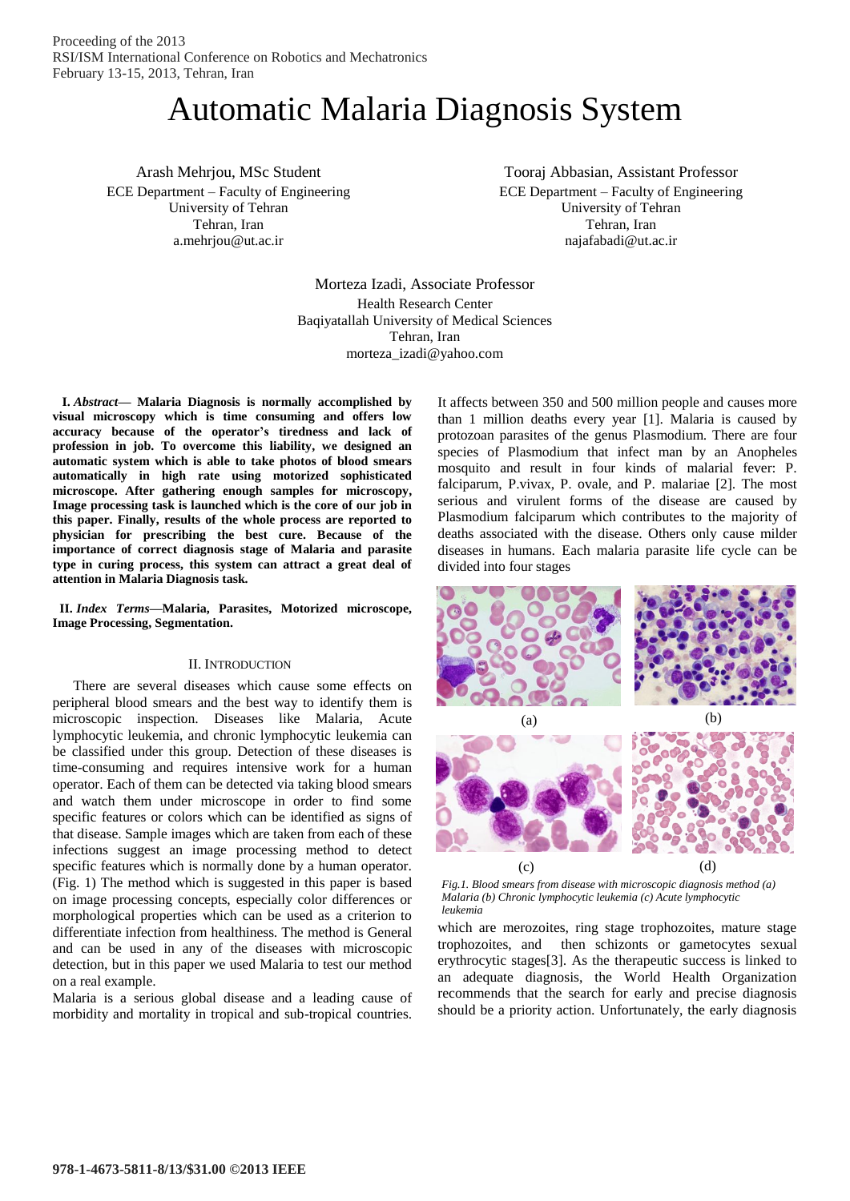Proceeding of the 2013
RSI/ISM International Conference on Robotics and Mechatronics
February 13-15, 2013, Tehran, Iran

# Automatic Malaria Diagnosis System

Arash Mehrjou, MSc Student
ECE Department – Faculty of Engineering
University of Tehran
Tehran, Iran
a.mehrjou@ut.ac.ir

Tooraj Abbasian, Assistant Professor
ECE Department – Faculty of Engineering
University of Tehran
Tehran, Iran
najafabadi@ut.ac.ir

Morteza Izadi, Associate Professor
Health Research Center
Baqiyatallah University of Medical Sciences
Tehran, Iran
morteza_izadi@yahoo.com

**I. *Abstract*— Malaria Diagnosis is normally accomplished by visual microscopy which is time consuming and offers low accuracy because of the operator's tiredness and lack of profession in job. To overcome this liability, we designed an automatic system which is able to take photos of blood smears automatically in high rate using motorized sophisticated microscope. After gathering enough samples for microscopy, Image processing task is launched which is the core of our job in this paper. Finally, results of the whole process are reported to physician for prescribing the best cure. Because of the importance of correct diagnosis stage of Malaria and parasite type in curing process, this system can attract a great deal of attention in Malaria Diagnosis task.**

**II. *Index Terms*—Malaria, Parasites, Motorized microscope, Image Processing, Segmentation.**

## II. Introduction

There are several diseases which cause some effects on peripheral blood smears and the best way to identify them is microscopic inspection. Diseases like Malaria, Acute lymphocytic leukemia, and chronic lymphocytic leukemia can be classified under this group. Detection of these diseases is time-consuming and requires intensive work for a human operator. Each of them can be detected via taking blood smears and watch them under microscope in order to find some specific features or colors which can be identified as signs of that disease. Sample images which are taken from each of these infections suggest an image processing method to detect specific features which is normally done by a human operator. (Fig. 1) The method which is suggested in this paper is based on image processing concepts, especially color differences or morphological properties which can be used as a criterion to differentiate infection from healthiness. The method is General and can be used in any of the diseases with microscopic detection, but in this paper we used Malaria to test our method on a real example.

Malaria is a serious global disease and a leading cause of morbidity and mortality in tropical and sub-tropical countries. It affects between 350 and 500 million people and causes more than 1 million deaths every year [1]. Malaria is caused by protozoan parasites of the genus Plasmodium. There are four species of Plasmodium that infect man by an Anopheles mosquito and result in four kinds of malarial fever: P. falciparum, P.vivax, P. ovale, and P. malariae [2]. The most serious and virulent forms of the disease are caused by Plasmodium falciparum which contributes to the majority of deaths associated with the disease. Others only cause milder diseases in humans. Each malaria parasite life cycle can be divided into four stages which are merozoites, ring stage trophozoites, mature stage trophozoites, and then schizonts or gametocytes sexual erythrocytic stages[3]. As the therapeutic success is linked to an adequate diagnosis, the World Health Organization recommends that the search for early and precise diagnosis should be a priority action. Unfortunately, the early diagnosis

(a) (b) (c) (d)

*Fig.1. Blood smears from disease with microscopic diagnosis method (a) Malaria (b) Chronic lymphocytic leukemia (c) Acute lymphocytic leukemia*

978-1-4673-5811-8/13/$31.00 ©2013 IEEE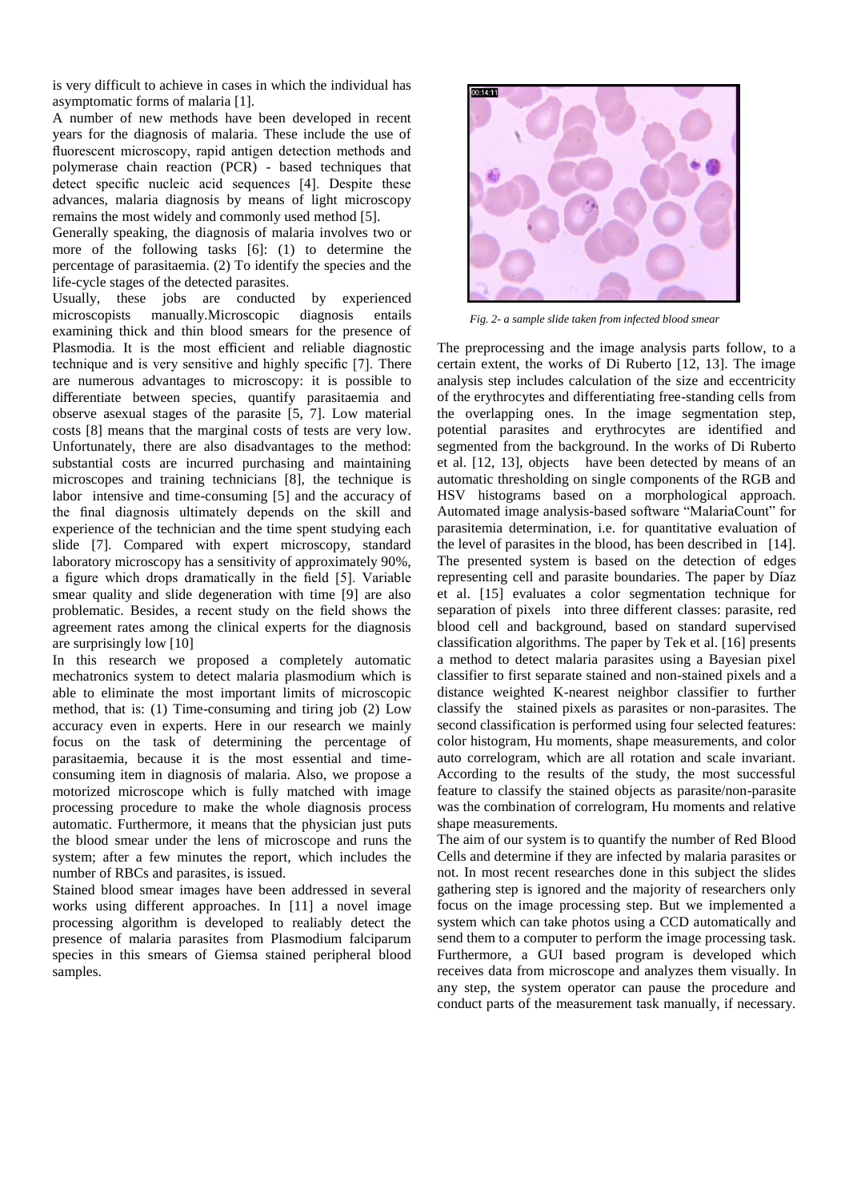is very difficult to achieve in cases in which the individual has asymptomatic forms of malaria [1].

A number of new methods have been developed in recent years for the diagnosis of malaria. These include the use of fluorescent microscopy, rapid antigen detection methods and polymerase chain reaction (PCR) - based techniques that detect specific nucleic acid sequences [4]. Despite these advances, malaria diagnosis by means of light microscopy remains the most widely and commonly used method [5].

Generally speaking, the diagnosis of malaria involves two or more of the following tasks [6]: (1) to determine the percentage of parasitaemia. (2) To identify the species and the life-cycle stages of the detected parasites.

Usually, these jobs are conducted by experienced microscopists manually.Microscopic diagnosis entails examining thick and thin blood smears for the presence of Plasmodia. It is the most efficient and reliable diagnostic technique and is very sensitive and highly specific [7]. There are numerous advantages to microscopy: it is possible to differentiate between species, quantify parasitaemia and observe asexual stages of the parasite [5, 7]. Low material costs [8] means that the marginal costs of tests are very low. Unfortunately, there are also disadvantages to the method: substantial costs are incurred purchasing and maintaining microscopes and training technicians [8], the technique is labor intensive and time-consuming [5] and the accuracy of the final diagnosis ultimately depends on the skill and experience of the technician and the time spent studying each slide [7]. Compared with expert microscopy, standard laboratory microscopy has a sensitivity of approximately 90%, a figure which drops dramatically in the field [5]. Variable smear quality and slide degeneration with time [9] are also problematic. Besides, a recent study on the field shows the agreement rates among the clinical experts for the diagnosis are surprisingly low [10]

In this research we proposed a completely automatic mechatronics system to detect malaria plasmodium which is able to eliminate the most important limits of microscopic method, that is: (1) Time-consuming and tiring job (2) Low accuracy even in experts. Here in our research we mainly focus on the task of determining the percentage of parasitaemia, because it is the most essential and time-consuming item in diagnosis of malaria. Also, we propose a motorized microscope which is fully matched with image processing procedure to make the whole diagnosis process automatic. Furthermore, it means that the physician just puts the blood smear under the lens of microscope and runs the system; after a few minutes the report, which includes the number of RBCs and parasites, is issued.

Stained blood smear images have been addressed in several works using different approaches. In [11] a novel image processing algorithm is developed to realiably detect the presence of malaria parasites from Plasmodium falciparum species in this smears of Giemsa stained peripheral blood samples.

*Fig. 2- a sample slide taken from infected blood smear*

The preprocessing and the image analysis parts follow, to a certain extent, the works of Di Ruberto [12, 13]. The image analysis step includes calculation of the size and eccentricity of the erythrocytes and differentiating free-standing cells from the overlapping ones. In the image segmentation step, potential parasites and erythrocytes are identified and segmented from the background. In the works of Di Ruberto et al. [12, 13], objects have been detected by means of an automatic thresholding on single components of the RGB and HSV histograms based on a morphological approach. Automated image analysis-based software "MalariaCount" for parasitemia determination, i.e. for quantitative evaluation of the level of parasites in the blood, has been described in [14]. The presented system is based on the detection of edges representing cell and parasite boundaries. The paper by Díaz et al. [15] evaluates a color segmentation technique for separation of pixels into three different classes: parasite, red blood cell and background, based on standard supervised classification algorithms. The paper by Tek et al. [16] presents a method to detect malaria parasites using a Bayesian pixel classifier to first separate stained and non-stained pixels and a distance weighted K-nearest neighbor classifier to further classify the stained pixels as parasites or non-parasites. The second classification is performed using four selected features: color histogram, Hu moments, shape measurements, and color auto correlogram, which are all rotation and scale invariant. According to the results of the study, the most successful feature to classify the stained objects as parasite/non-parasite was the combination of correlogram, Hu moments and relative shape measurements.

The aim of our system is to quantify the number of Red Blood Cells and determine if they are infected by malaria parasites or not. In most recent researches done in this subject the slides gathering step is ignored and the majority of researchers only focus on the image processing step. But we implemented a system which can take photos using a CCD automatically and send them to a computer to perform the image processing task. Furthermore, a GUI based program is developed which receives data from microscope and analyzes them visually. In any step, the system operator can pause the procedure and conduct parts of the measurement task manually, if necessary.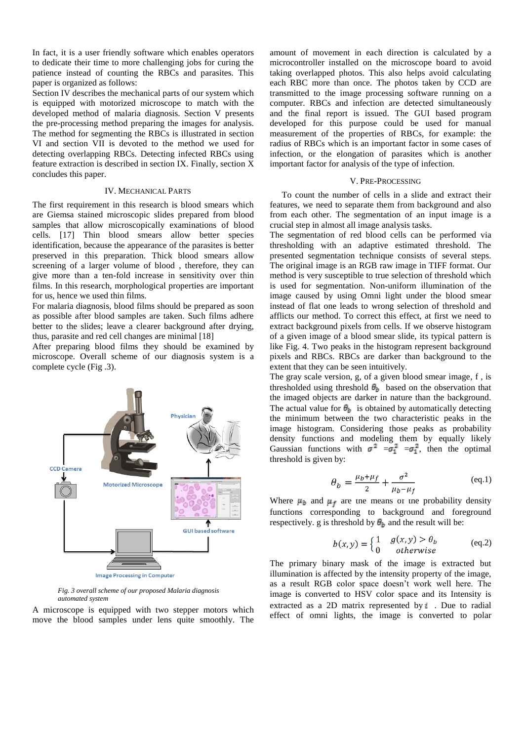In fact, it is a user friendly software which enables operators to dedicate their time to more challenging jobs for curing the patience instead of counting the RBCs and parasites. This paper is organized as follows:

Section IV describes the mechanical parts of our system which is equipped with motorized microscope to match with the developed method of malaria diagnosis. Section V presents the pre-processing method preparing the images for analysis. The method for segmenting the RBCs is illustrated in section VI and section VII is devoted to the method we used for detecting overlapping RBCs. Detecting infected RBCs using feature extraction is described in section IX. Finally, section X concludes this paper.

## IV. Mechanical Parts

The first requirement in this research is blood smears which are Giemsa stained microscopic slides prepared from blood samples that allow microscopically examinations of blood cells. [17] Thin blood smears allow better species identification, because the appearance of the parasites is better preserved in this preparation. Thick blood smears allow screening of a larger volume of blood , therefore, they can give more than a ten-fold increase in sensitivity over thin films. In this research, morphological properties are important for us, hence we used thin films.

For malaria diagnosis, blood films should be prepared as soon as possible after blood samples are taken. Such films adhere better to the slides; leave a clearer background after drying, thus, parasite and red cell changes are minimal [18]

After preparing blood films they should be examined by microscope. Overall scheme of our diagnosis system is a complete cycle (Fig .3).

Physician

CCD Camera

Motorized Microscope

GUI based software

Image Processing in Computer

*Fig. 3 overall scheme of our proposed Malaria diagnosis automated system*

A microscope is equipped with two stepper motors which move the blood samples under lens quite smoothly. The amount of movement in each direction is calculated by a microcontroller installed on the microscope board to avoid taking overlapped photos. This also helps avoid calculating each RBC more than once. The photos taken by CCD are transmitted to the image processing software running on a computer. RBCs and infection are detected simultaneously and the final report is issued. The GUI based program developed for this purpose could be used for manual measurement of the properties of RBCs, for example: the radius of RBCs which is an important factor in some cases of infection, or the elongation of parasites which is another important factor for analysis of the type of infection.

## V. Pre-Processing

To count the number of cells in a slide and extract their features, we need to separate them from background and also from each other. The segmentation of an input image is a crucial step in almost all image analysis tasks.

The segmentation of red blood cells can be performed via thresholding with an adaptive estimated threshold. The presented segmentation technique consists of several steps. The original image is an RGB raw image in TIFF format. Our method is very susceptible to true selection of threshold which is used for segmentation. Non-uniform illumination of the image caused by using Omni light under the blood smear instead of flat one leads to wrong selection of threshold and afflicts our method. To correct this effect, at first we need to extract background pixels from cells. If we observe histogram of a given image of a blood smear slide, its typical pattern is like Fig. 4. Two peaks in the histogram represent background pixels and RBCs. RBCs are darker than background to the extent that they can be seen intuitively.

The gray scale version, g, of a given blood smear image, f , is thresholded using threshold $\theta_b$ based on the observation that the imaged objects are darker in nature than the background. The actual value for $\theta_b$ is obtained by automatically detecting the minimum between the two characteristic peaks in the image histogram. Considering those peaks as probability density functions and modeling them by equally likely Gaussian functions with $\sigma^2 = \sigma_1^2 = \sigma_1^2$, then the optimal threshold is given by:

$$\theta_b = \frac{\mu_b + \mu_f}{2} + \frac{\sigma^2}{\mu_b - \mu_f} \qquad \text{(eq.1)}$$

Where $\mu_b$ and $\mu_f$ are the means of the probability density functions corresponding to background and foreground respectively. g is threshold by $\theta_b$ and the result will be:

$$b(x,y) = \begin{cases} 1 & g(x,y) > \theta_b \\ 0 & otherwise \end{cases} \qquad \text{(eq.2)}$$

The primary binary mask of the image is extracted but illumination is affected by the intensity property of the image, as a result RGB color space doesn't work well here. The image is converted to HSV color space and its Intensity is extracted as a 2D matrix represented by $i$ . Due to radial effect of omni lights, the image is converted to polar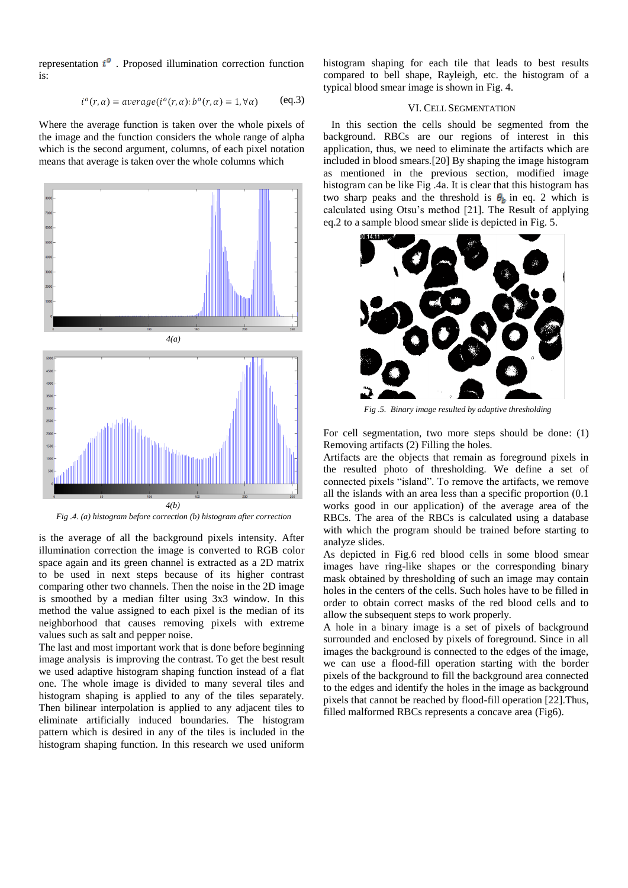representation $i^o$ . Proposed illumination correction function is:

$$i^o(r,\alpha) = average(i^o(r,\alpha): b^o(r,\alpha) = 1, \forall\alpha) \qquad \text{(eq.3)}$$

Where the average function is taken over the whole pixels of the image and the function considers the whole range of alpha which is the second argument, columns, of each pixel notation means that average is taken over the whole columns which is the average of all the background pixels intensity. After illumination correction the image is converted to RGB color space again and its green channel is extracted as a 2D matrix to be used in next steps because of its higher contrast comparing other two channels. Then the noise in the 2D image is smoothed by a median filter using 3x3 window. In this method the value assigned to each pixel is the median of its neighborhood that causes removing pixels with extreme values such as salt and pepper noise.

4(a)

4(b)

*Fig .4. (a) histogram before correction (b) histogram after correction*

The last and most important work that is done before beginning image analysis is improving the contrast. To get the best result we used adaptive histogram shaping function instead of a flat one. The whole image is divided to many several tiles and histogram shaping is applied to any of the tiles separately. Then bilinear interpolation is applied to any adjacent tiles to eliminate artificially induced boundaries. The histogram pattern which is desired in any of the tiles is included in the histogram shaping function. In this research we used uniform histogram shaping for each tile that leads to best results compared to bell shape, Rayleigh, etc. the histogram of a typical blood smear image is shown in Fig. 4.

## VI. Cell Segmentation

In this section the cells should be segmented from the background. RBCs are our regions of interest in this application, thus, we need to eliminate the artifacts which are included in blood smears.[20] By shaping the image histogram as mentioned in the previous section, modified image histogram can be like Fig .4a. It is clear that this histogram has two sharp peaks and the threshold is $\theta_b$ in eq. 2 which is calculated using Otsu's method [21]. The Result of applying eq.2 to a sample blood smear slide is depicted in Fig. 5.

*Fig .5. Binary image resulted by adaptive thresholding*

For cell segmentation, two more steps should be done: (1) Removing artifacts (2) Filling the holes.

Artifacts are the objects that remain as foreground pixels in the resulted photo of thresholding. We define a set of connected pixels "island". To remove the artifacts, we remove all the islands with an area less than a specific proportion (0.1 works good in our application) of the average area of the RBCs. The area of the RBCs is calculated using a database with which the program should be trained before starting to analyze slides.

As depicted in Fig.6 red blood cells in some blood smear images have ring-like shapes or the corresponding binary mask obtained by thresholding of such an image may contain holes in the centers of the cells. Such holes have to be filled in order to obtain correct masks of the red blood cells and to allow the subsequent steps to work properly.

A hole in a binary image is a set of pixels of background surrounded and enclosed by pixels of foreground. Since in all images the background is connected to the edges of the image, we can use a flood-fill operation starting with the border pixels of the background to fill the background area connected to the edges and identify the holes in the image as background pixels that cannot be reached by flood-fill operation [22].Thus, filled malformed RBCs represents a concave area (Fig6).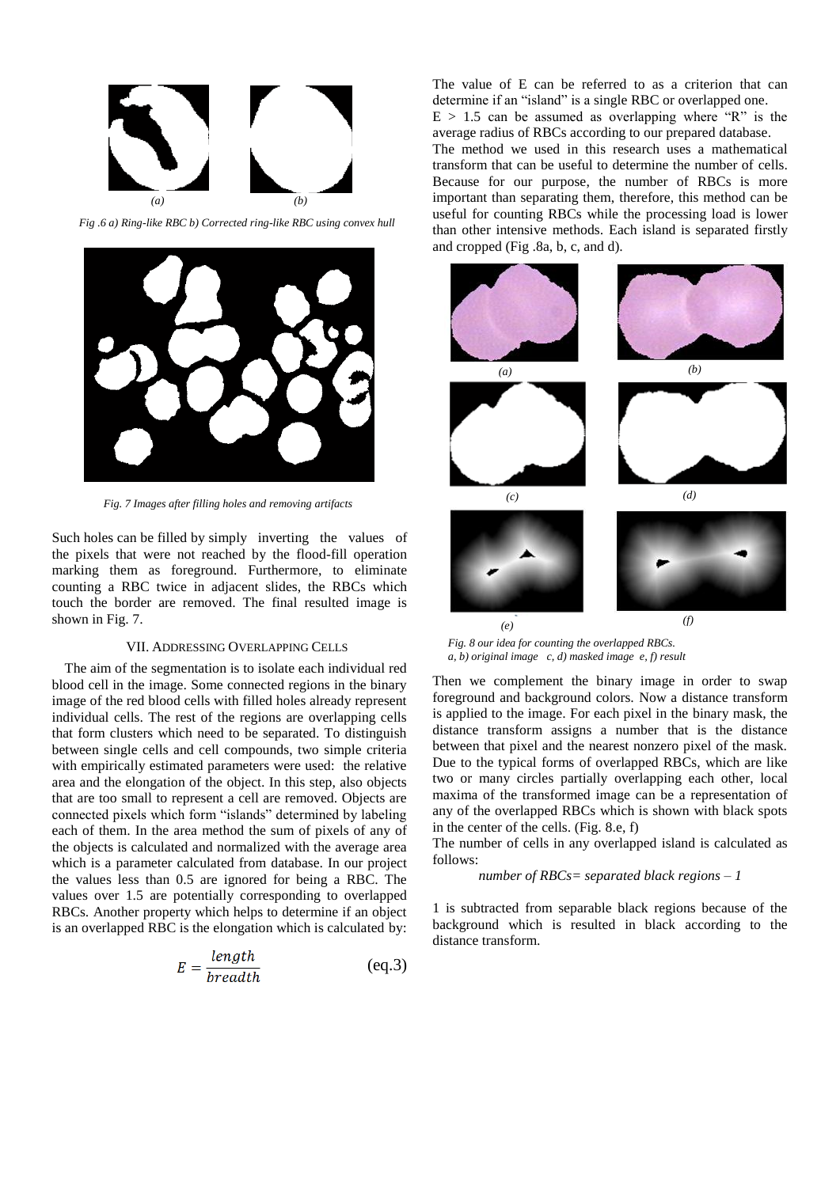*Fig .6 a) Ring-like RBC b) Corrected ring-like RBC using convex hull*

*Fig. 7 Images after filling holes and removing artifacts*

Such holes can be filled by simply inverting the values of the pixels that were not reached by the flood-fill operation marking them as foreground. Furthermore, to eliminate counting a RBC twice in adjacent slides, the RBCs which touch the border are removed. The final resulted image is shown in Fig. 7.

## VII. Addressing Overlapping Cells

The aim of the segmentation is to isolate each individual red blood cell in the image. Some connected regions in the binary image of the red blood cells with filled holes already represent individual cells. The rest of the regions are overlapping cells that form clusters which need to be separated. To distinguish between single cells and cell compounds, two simple criteria with empirically estimated parameters were used: the relative area and the elongation of the object. In this step, also objects that are too small to represent a cell are removed. Objects are connected pixels which form "islands" determined by labeling each of them. In the area method the sum of pixels of any of the objects is calculated and normalized with the average area which is a parameter calculated from database. In our project the values less than 0.5 are ignored for being a RBC. The values over 1.5 are potentially corresponding to overlapped RBCs. Another property which helps to determine if an object is an overlapped RBC is the elongation which is calculated by:

$$E = \frac{length}{breadth} \qquad \text{(eq.3)}$$

The value of E can be referred to as a criterion that can determine if an "island" is a single RBC or overlapped one.

$E > 1.5$ can be assumed as overlapping where "R" is the average radius of RBCs according to our prepared database.

The method we used in this research uses a mathematical transform that can be useful to determine the number of cells. Because for our purpose, the number of RBCs is more important than separating them, therefore, this method can be useful for counting RBCs while the processing load is lower than other intensive methods. Each island is separated firstly and cropped (Fig .8a, b, c, and d).

*Fig. 8 our idea for counting the overlapped RBCs.*
*a, b) original image c, d) masked image e, f) result*

Then we complement the binary image in order to swap foreground and background colors. Now a distance transform is applied to the image. For each pixel in the binary mask, the distance transform assigns a number that is the distance between that pixel and the nearest nonzero pixel of the mask. Due to the typical forms of overlapped RBCs, which are like two or many circles partially overlapping each other, local maxima of the transformed image can be a representation of any of the overlapped RBCs which is shown with black spots in the center of the cells. (Fig. 8.e, f)

The number of cells in any overlapped island is calculated as follows:

*number of RBCs= separated black regions – 1*

1 is subtracted from separable black regions because of the background which is resulted in black according to the distance transform.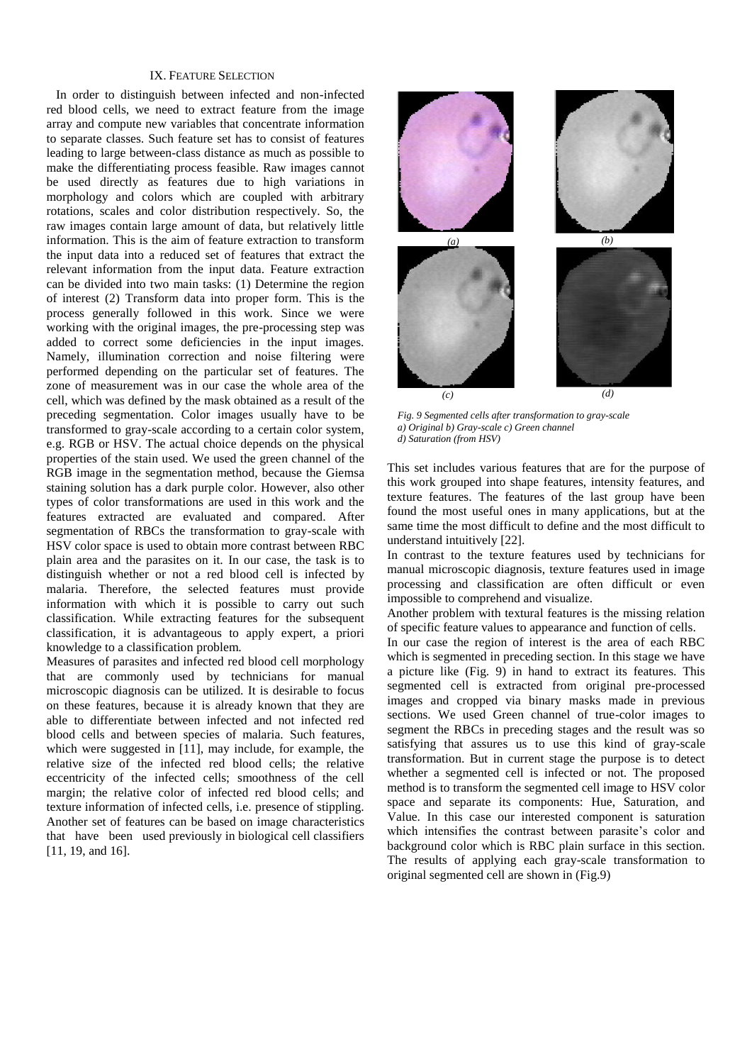## IX. Feature Selection

In order to distinguish between infected and non-infected red blood cells, we need to extract feature from the image array and compute new variables that concentrate information to separate classes. Such feature set has to consist of features leading to large between-class distance as much as possible to make the differentiating process feasible. Raw images cannot be used directly as features due to high variations in morphology and colors which are coupled with arbitrary rotations, scales and color distribution respectively. So, the raw images contain large amount of data, but relatively little information. This is the aim of feature extraction to transform the input data into a reduced set of features that extract the relevant information from the input data. Feature extraction can be divided into two main tasks: (1) Determine the region of interest (2) Transform data into proper form. This is the process generally followed in this work. Since we were working with the original images, the pre-processing step was added to correct some deficiencies in the input images. Namely, illumination correction and noise filtering were performed depending on the particular set of features. The zone of measurement was in our case the whole area of the cell, which was defined by the mask obtained as a result of the preceding segmentation. Color images usually have to be transformed to gray-scale according to a certain color system, e.g. RGB or HSV. The actual choice depends on the physical properties of the stain used. We used the green channel of the RGB image in the segmentation method, because the Giemsa staining solution has a dark purple color. However, also other types of color transformations are used in this work and the features extracted are evaluated and compared. After segmentation of RBCs the transformation to gray-scale with HSV color space is used to obtain more contrast between RBC plain area and the parasites on it. In our case, the task is to distinguish whether or not a red blood cell is infected by malaria. Therefore, the selected features must provide information with which it is possible to carry out such classification. While extracting features for the subsequent classification, it is advantageous to apply expert, a priori knowledge to a classification problem.

Measures of parasites and infected red blood cell morphology that are commonly used by technicians for manual microscopic diagnosis can be utilized. It is desirable to focus on these features, because it is already known that they are able to differentiate between infected and not infected red blood cells and between species of malaria. Such features, which were suggested in [11], may include, for example, the relative size of the infected red blood cells; the relative eccentricity of the infected cells; smoothness of the cell margin; the relative color of infected red blood cells; and texture information of infected cells, i.e. presence of stippling. Another set of features can be based on image characteristics that have been used previously in biological cell classifiers [11, 19, and 16].

*Fig. 9 Segmented cells after transformation to gray-scale a) Original b) Gray-scale c) Green channel d) Saturation (from HSV)*

This set includes various features that are for the purpose of this work grouped into shape features, intensity features, and texture features. The features of the last group have been found the most useful ones in many applications, but at the same time the most difficult to define and the most difficult to understand intuitively [22].

In contrast to the texture features used by technicians for manual microscopic diagnosis, texture features used in image processing and classification are often difficult or even impossible to comprehend and visualize.

Another problem with textural features is the missing relation of specific feature values to appearance and function of cells.

In our case the region of interest is the area of each RBC which is segmented in preceding section. In this stage we have a picture like (Fig. 9) in hand to extract its features. This segmented cell is extracted from original pre-processed images and cropped via binary masks made in previous sections. We used Green channel of true-color images to segment the RBCs in preceding stages and the result was so satisfying that assures us to use this kind of gray-scale transformation. But in current stage the purpose is to detect whether a segmented cell is infected or not. The proposed method is to transform the segmented cell image to HSV color space and separate its components: Hue, Saturation, and Value. In this case our interested component is saturation which intensifies the contrast between parasite's color and background color which is RBC plain surface in this section. The results of applying each gray-scale transformation to original segmented cell are shown in (Fig.9)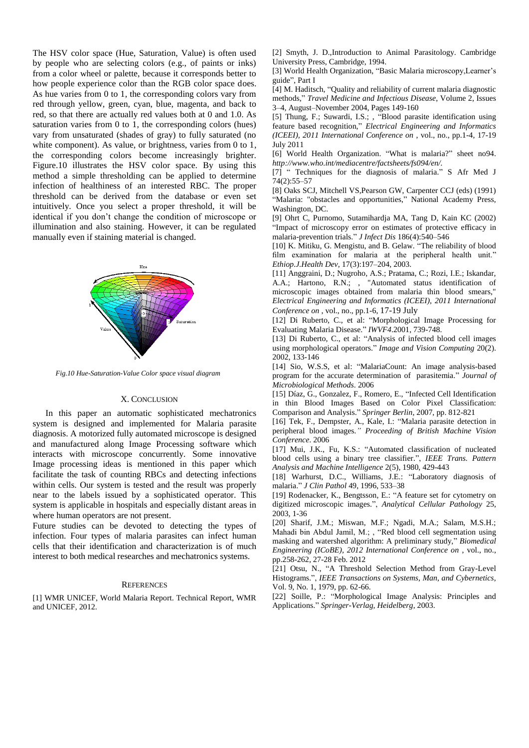The HSV color space (Hue, Saturation, Value) is often used by people who are selecting colors (e.g., of paints or inks) from a color wheel or palette, because it corresponds better to how people experience color than the RGB color space does. As hue varies from 0 to 1, the corresponding colors vary from red through yellow, green, cyan, blue, magenta, and back to red, so that there are actually red values both at 0 and 1.0. As saturation varies from 0 to 1, the corresponding colors (hues) vary from unsaturated (shades of gray) to fully saturated (no white component). As value, or brightness, varies from 0 to 1, the corresponding colors become increasingly brighter. Figure.10 illustrates the HSV color space. By using this method a simple thresholding can be applied to determine infection of healthiness of an interested RBC. The proper threshold can be derived from the database or even set intuitively. Once you select a proper threshold, it will be identical if you don't change the condition of microscope or illumination and also staining. However, it can be regulated manually even if staining material is changed.

Hue
1
0
1
Saturation
Value
0

*Fig.10 Hue-Saturation-Value Color space visual diagram*

## X. Conclusion

In this paper an automatic sophisticated mechatronics system is designed and implemented for Malaria parasite diagnosis. A motorized fully automated microscope is designed and manufactured along Image Processing software which interacts with microscope concurrently. Some innovative Image processing ideas is mentioned in this paper which facilitate the task of counting RBCs and detecting infections within cells. Our system is tested and the result was properly near to the labels issued by a sophisticated operator. This system is applicable in hospitals and especially distant areas in where human operators are not present.

Future studies can be devoted to detecting the types of infection. Four types of malaria parasites can infect human cells that their identification and characterization is of much interest to both medical researches and mechatronics systems.

## References

[1] WMR UNICEF, World Malaria Report. Technical Report, WMR and UNICEF, 2012.

[2] Smyth, J. D.,Introduction to Animal Parasitology. Cambridge University Press, Cambridge, 1994.

[3] World Health Organization, "Basic Malaria microscopy,Learner's guide", Part I

[4] M. Haditsch, "Quality and reliability of current malaria diagnostic methods," *Travel Medicine and Infectious Disease*, Volume 2, Issues 3–4, August–November 2004, Pages 149-160

[5] Thung, F.; Suwardi, I.S.; , "Blood parasite identification using feature based recognition," *Electrical Engineering and Informatics (ICEEI), 2011 International Conference on* , vol., no., pp.1-4, 17-19 July 2011

[6] World Health Organization. "What is malaria?" sheet no94. *http://www.who.int/mediacentre/factsheets/fs094/en/.*

[7] " Techniques for the diagnosis of malaria." S Afr Med J 74(2):55–57

[8] Oaks SCJ, Mitchell VS,Pearson GW, Carpenter CCJ (eds) (1991) "Malaria: "obstacles and opportunities," National Academy Press, Washington, DC.

[9] Ohrt C, Purnomo, Sutamihardja MA, Tang D, Kain KC (2002) "Impact of microscopy error on estimates of protective efficacy in malaria-prevention trials." *J Infect Dis* 186(4):540–546

[10] K. Mitiku, G. Mengistu, and B. Gelaw. "The reliability of blood film examination for malaria at the peripheral health unit." *Ethiop.J.Health Dev*, 17(3):197–204, 2003.

[11] Anggraini, D.; Nugroho, A.S.; Pratama, C.; Rozi, I.E.; Iskandar, A.A.; Hartono, R.N.; , "Automated status identification of microscopic images obtained from malaria thin blood smears," *Electrical Engineering and Informatics (ICEEI), 2011 International Conference on* , vol., no., pp.1-6, 17-19 July

[12] Di Ruberto, C., et al: "Morphological Image Processing for Evaluating Malaria Disease." *IWVF4*.2001, 739-748.

[13] Di Ruberto, C., et al: "Analysis of infected blood cell images using morphological operators." *Image and Vision Computing* 20(2). 2002, 133-146

[14] Sio, W.S.S, et al: "MalariaCount: An image analysis-based program for the accurate determination of parasitemia." *Journal of Microbiological Methods*. 2006

[15] Díaz, G., Gonzalez, F., Romero, E., "Infected Cell Identification in thin Blood Images Based on Color Pixel Classification: Comparison and Analysis." *Springer Berlin*, 2007, pp. 812-821

[16] Tek, F., Dempster, A., Kale, I.: "Malaria parasite detection in peripheral blood images.*" Proceeding of British Machine Vision Conference*. 2006

[17] Mui, J.K., Fu, K.S.: "Automated classification of nucleated blood cells using a binary tree classifier.", *IEEE Trans. Pattern Analysis and Machine Intelligence* 2(5), 1980, 429-443

[18] Warhurst, D.C., Williams, J.E.: "Laboratory diagnosis of malaria." *J Clin Pathol* 49, 1996, 533–38

[19] Rodenacker, K., Bengtsson, E.: "A feature set for cytometry on digitized microscopic images.", *Analytical Cellular Pathology* 25, 2003, 1-36

[20] Sharif, J.M.; Miswan, M.F.; Ngadi, M.A.; Salam, M.S.H.; Mahadi bin Abdul Jamil, M.; , "Red blood cell segmentation using masking and watershed algorithm: A preliminary study," *Biomedical Engineering (ICoBE), 2012 International Conference on* , vol., no., pp.258-262, 27-28 Feb. 2012

[21] Otsu, N., "A Threshold Selection Method from Gray-Level Histograms.", *IEEE Transactions on Systems, Man, and Cybernetics*, Vol. 9, No. 1, 1979, pp. 62-66.

[22] Soille, P.: "Morphological Image Analysis: Principles and Applications." *Springer-Verlag, Heidelberg*, 2003.